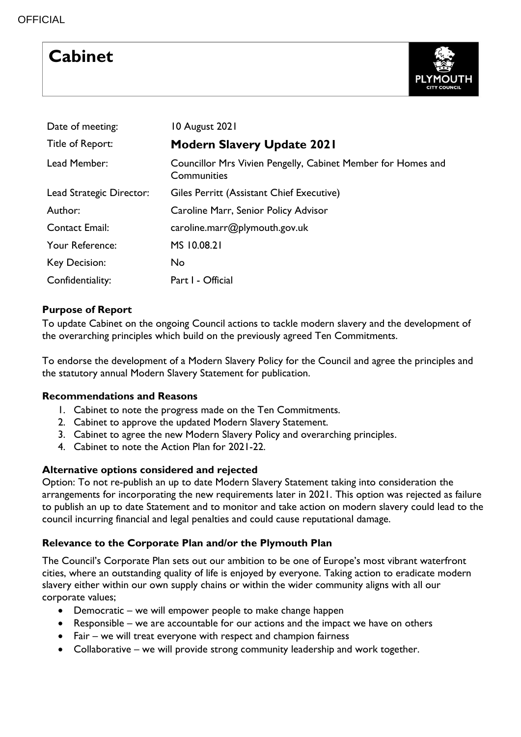OFFICIAL

# Cabinet

| | |
|---|---|
| Date of meeting: | 10 August 2021 |
| Title of Report: | **Modern Slavery Update 2021** |
| Lead Member: | Councillor Mrs Vivien Pengelly, Cabinet Member for Homes and Communities |
| Lead Strategic Director: | Giles Perritt (Assistant Chief Executive) |
| Author: | Caroline Marr, Senior Policy Advisor |
| Contact Email: | caroline.marr@plymouth.gov.uk |
| Your Reference: | MS 10.08.21 |
| Key Decision: | No |
| Confidentiality: | Part I - Official |

### Purpose of Report

To update Cabinet on the ongoing Council actions to tackle modern slavery and the development of the overarching principles which build on the previously agreed Ten Commitments.

To endorse the development of a Modern Slavery Policy for the Council and agree the principles and the statutory annual Modern Slavery Statement for publication.

### Recommendations and Reasons

1. Cabinet to note the progress made on the Ten Commitments.
2. Cabinet to approve the updated Modern Slavery Statement.
3. Cabinet to agree the new Modern Slavery Policy and overarching principles.
4. Cabinet to note the Action Plan for 2021-22.

### Alternative options considered and rejected

Option: To not re-publish an up to date Modern Slavery Statement taking into consideration the arrangements for incorporating the new requirements later in 2021. This option was rejected as failure to publish an up to date Statement and to monitor and take action on modern slavery could lead to the council incurring financial and legal penalties and could cause reputational damage.

### Relevance to the Corporate Plan and/or the Plymouth Plan

The Council's Corporate Plan sets out our ambition to be one of Europe's most vibrant waterfront cities, where an outstanding quality of life is enjoyed by everyone. Taking action to eradicate modern slavery either within our own supply chains or within the wider community aligns with all our corporate values;

- Democratic – we will empower people to make change happen
- Responsible – we are accountable for our actions and the impact we have on others
- Fair – we will treat everyone with respect and champion fairness
- Collaborative – we will provide strong community leadership and work together.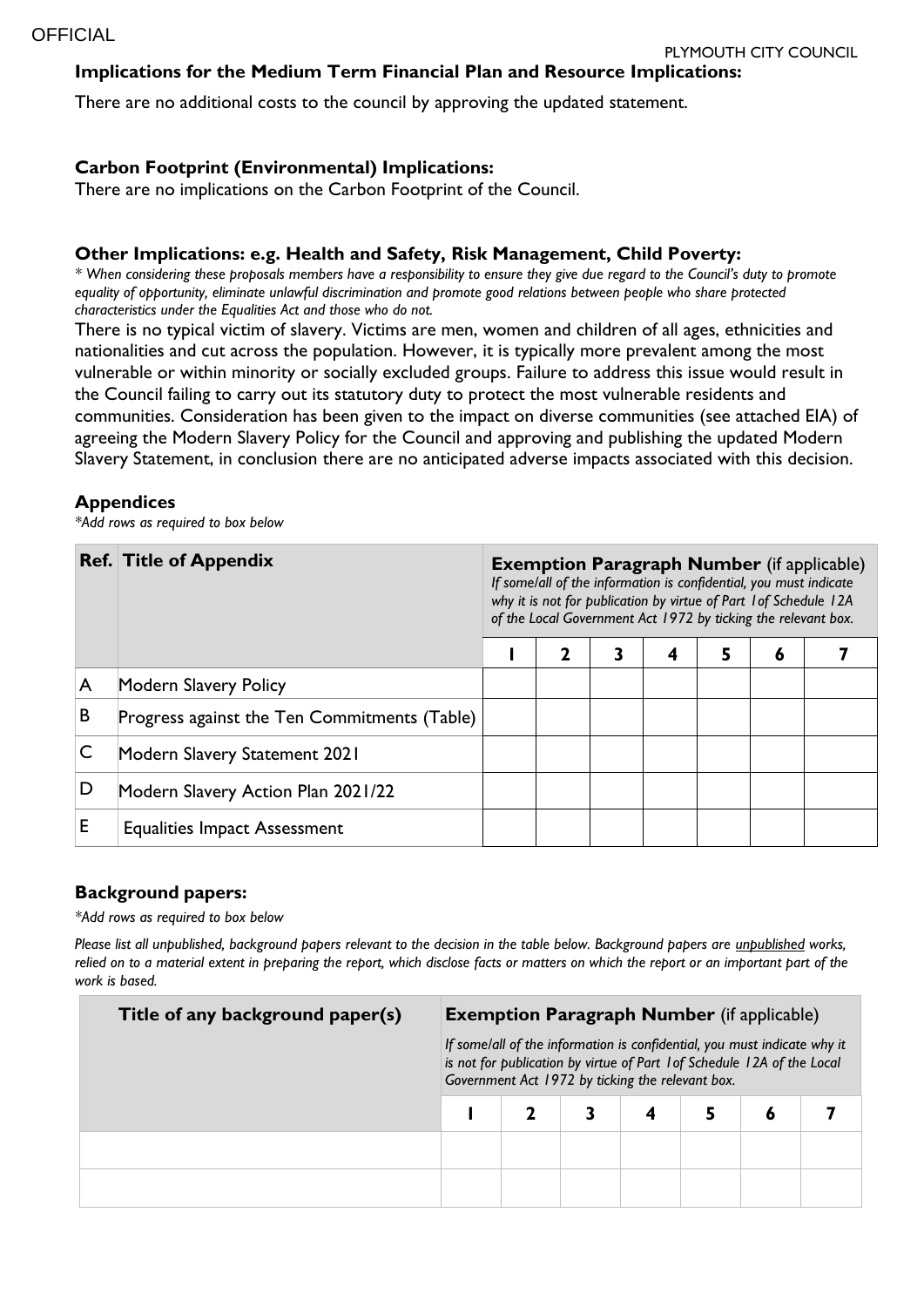### Implications for the Medium Term Financial Plan and Resource Implications:

There are no additional costs to the council by approving the updated statement.

### Carbon Footprint (Environmental) Implications:

There are no implications on the Carbon Footprint of the Council.

### Other Implications: e.g. Health and Safety, Risk Management, Child Poverty:

*\* When considering these proposals members have a responsibility to ensure they give due regard to the Council's duty to promote equality of opportunity, eliminate unlawful discrimination and promote good relations between people who share protected characteristics under the Equalities Act and those who do not.*

There is no typical victim of slavery. Victims are men, women and children of all ages, ethnicities and nationalities and cut across the population. However, it is typically more prevalent among the most vulnerable or within minority or socially excluded groups. Failure to address this issue would result in the Council failing to carry out its statutory duty to protect the most vulnerable residents and communities. Consideration has been given to the impact on diverse communities (see attached EIA) of agreeing the Modern Slavery Policy for the Council and approving and publishing the updated Modern Slavery Statement, in conclusion there are no anticipated adverse impacts associated with this decision.

### Appendices

*\*Add rows as required to box below*

| Ref. | Title of Appendix | **Exemption Paragraph Number** (if applicable) *If some/all of the information is confidential, you must indicate why it is not for publication by virtue of Part 1of Schedule 12A of the Local Government Act 1972 by ticking the relevant box.* | | | | | | |
|---|---|---|---|---|---|---|---|---|
| | | 1 | 2 | 3 | 4 | 5 | 6 | 7 |
| A | Modern Slavery Policy | | | | | | | |
| B | Progress against the Ten Commitments (Table) | | | | | | | |
| C | Modern Slavery Statement 2021 | | | | | | | |
| D | Modern Slavery Action Plan 2021/22 | | | | | | | |
| E | Equalities Impact Assessment | | | | | | | |

### Background papers:

*\*Add rows as required to box below*

*Please list all unpublished, background papers relevant to the decision in the table below. Background papers are unpublished works, relied on to a material extent in preparing the report, which disclose facts or matters on which the report or an important part of the work is based.*

| Title of any background paper(s) | **Exemption Paragraph Number** (if applicable) *If some/all of the information is confidential, you must indicate why it is not for publication by virtue of Part 1of Schedule 12A of the Local Government Act 1972 by ticking the relevant box.* | | | | | | |
|---|---|---|---|---|---|---|---|
| | 1 | 2 | 3 | 4 | 5 | 6 | 7 |
| | | | | | | | |
| | | | | | | | |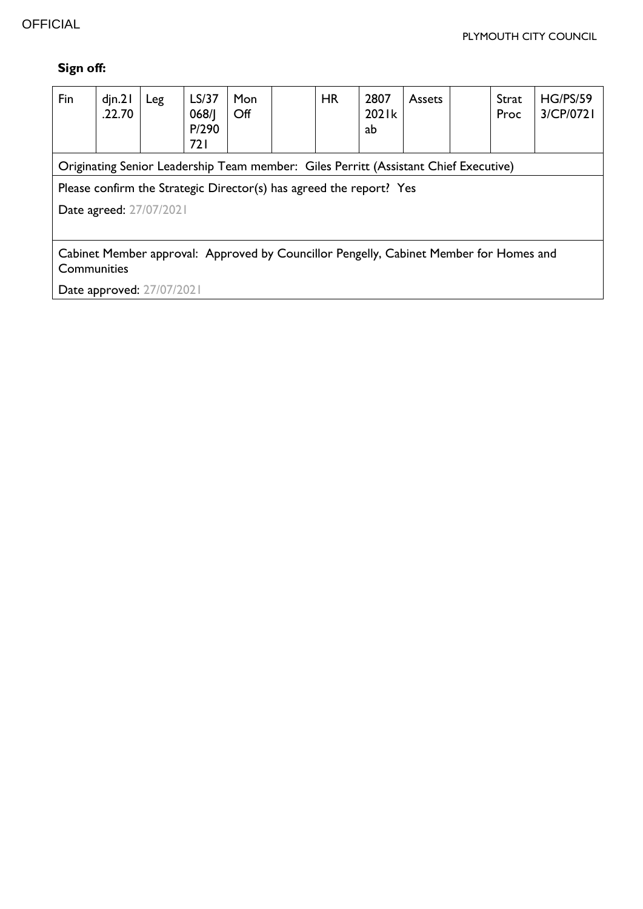**Sign off:**

| Fin | djn.21.22.70 | Leg | LS/37068/JP/290721 | Mon Off | | HR | 28072021kab | Assets | | Strat Proc | HG/PS/593/CP/0721 |
|---|---|---|---|---|---|---|---|---|---|---|---|
| Originating Senior Leadership Team member: Giles Perritt (Assistant Chief Executive) | | | | | | | | | | | |
| Please confirm the Strategic Director(s) has agreed the report? Yes<br>Date agreed: 27/07/2021 | | | | | | | | | | | |
| Cabinet Member approval: Approved by Councillor Pengelly, Cabinet Member for Homes and Communities<br>Date approved: 27/07/2021 | | | | | | | | | | | |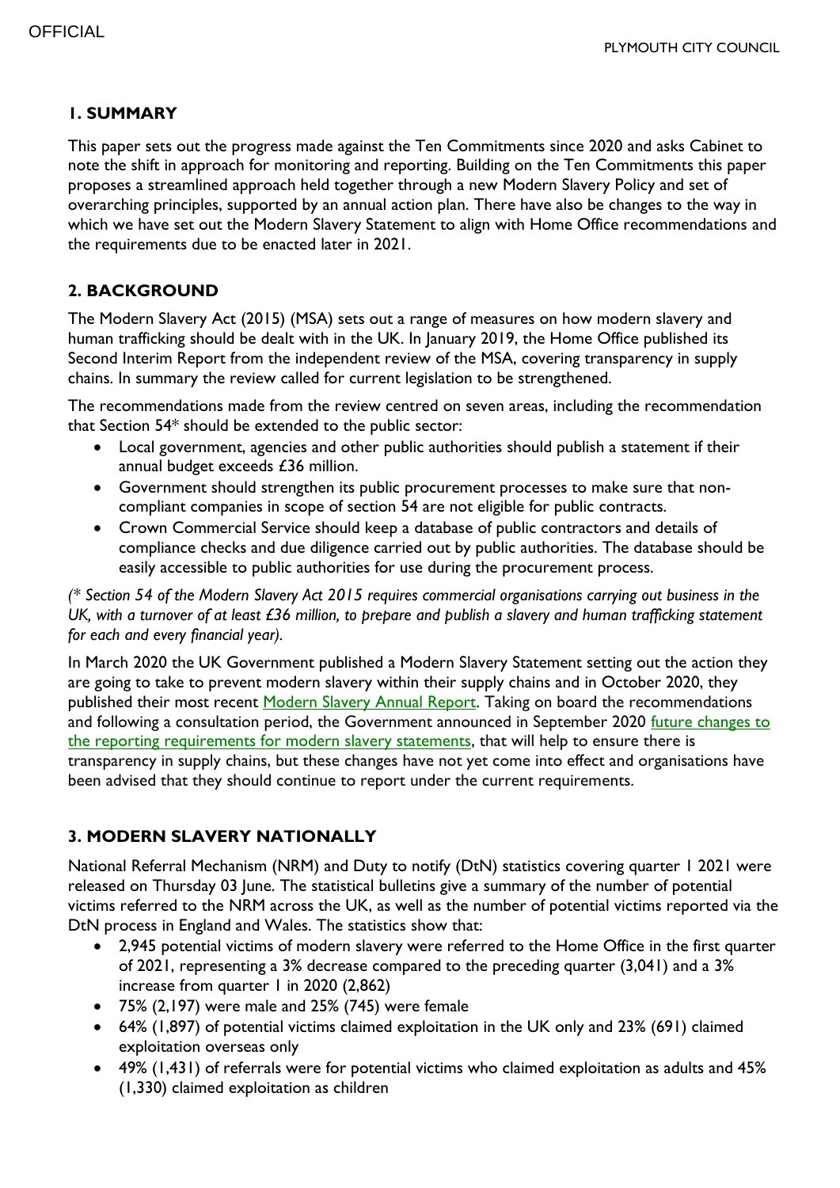## 1. SUMMARY

This paper sets out the progress made against the Ten Commitments since 2020 and asks Cabinet to note the shift in approach for monitoring and reporting. Building on the Ten Commitments this paper proposes a streamlined approach held together through a new Modern Slavery Policy and set of overarching principles, supported by an annual action plan. There have also be changes to the way in which we have set out the Modern Slavery Statement to align with Home Office recommendations and the requirements due to be enacted later in 2021.

## 2. BACKGROUND

The Modern Slavery Act (2015) (MSA) sets out a range of measures on how modern slavery and human trafficking should be dealt with in the UK. In January 2019, the Home Office published its Second Interim Report from the independent review of the MSA, covering transparency in supply chains. In summary the review called for current legislation to be strengthened.

The recommendations made from the review centred on seven areas, including the recommendation that Section 54* should be extended to the public sector:

- Local government, agencies and other public authorities should publish a statement if their annual budget exceeds £36 million.
- Government should strengthen its public procurement processes to make sure that non-compliant companies in scope of section 54 are not eligible for public contracts.
- Crown Commercial Service should keep a database of public contractors and details of compliance checks and due diligence carried out by public authorities. The database should be easily accessible to public authorities for use during the procurement process.

*(* Section 54 of the Modern Slavery Act 2015 requires commercial organisations carrying out business in the UK, with a turnover of at least £36 million, to prepare and publish a slavery and human trafficking statement for each and every financial year).*

In March 2020 the UK Government published a Modern Slavery Statement setting out the action they are going to take to prevent modern slavery within their supply chains and in October 2020, they published their most recent Modern Slavery Annual Report. Taking on board the recommendations and following a consultation period, the Government announced in September 2020 future changes to the reporting requirements for modern slavery statements, that will help to ensure there is transparency in supply chains, but these changes have not yet come into effect and organisations have been advised that they should continue to report under the current requirements.

## 3. MODERN SLAVERY NATIONALLY

National Referral Mechanism (NRM) and Duty to notify (DtN) statistics covering quarter 1 2021 were released on Thursday 03 June. The statistical bulletins give a summary of the number of potential victims referred to the NRM across the UK, as well as the number of potential victims reported via the DtN process in England and Wales. The statistics show that:

- 2,945 potential victims of modern slavery were referred to the Home Office in the first quarter of 2021, representing a 3% decrease compared to the preceding quarter (3,041) and a 3% increase from quarter 1 in 2020 (2,862)
- 75% (2,197) were male and 25% (745) were female
- 64% (1,897) of potential victims claimed exploitation in the UK only and 23% (691) claimed exploitation overseas only
- 49% (1,431) of referrals were for potential victims who claimed exploitation as adults and 45% (1,330) claimed exploitation as children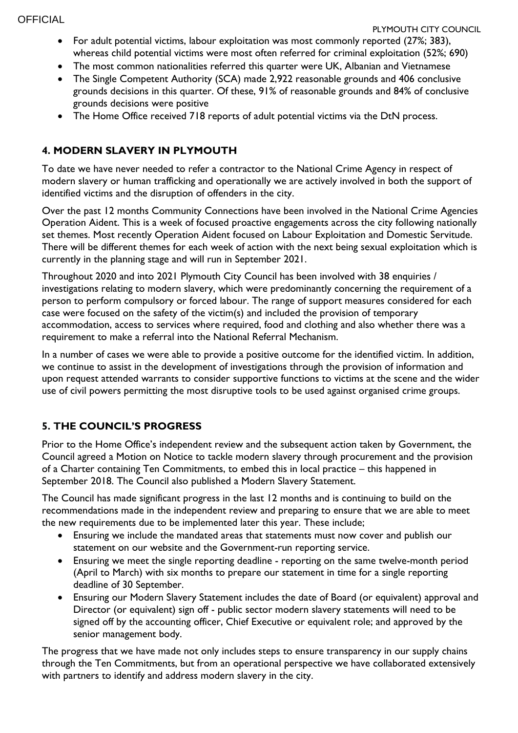- For adult potential victims, labour exploitation was most commonly reported (27%; 383), whereas child potential victims were most often referred for criminal exploitation (52%; 690)
- The most common nationalities referred this quarter were UK, Albanian and Vietnamese
- The Single Competent Authority (SCA) made 2,922 reasonable grounds and 406 conclusive grounds decisions in this quarter. Of these, 91% of reasonable grounds and 84% of conclusive grounds decisions were positive
- The Home Office received 718 reports of adult potential victims via the DtN process.

## 4. MODERN SLAVERY IN PLYMOUTH

To date we have never needed to refer a contractor to the National Crime Agency in respect of modern slavery or human trafficking and operationally we are actively involved in both the support of identified victims and the disruption of offenders in the city.

Over the past 12 months Community Connections have been involved in the National Crime Agencies Operation Aident. This is a week of focused proactive engagements across the city following nationally set themes. Most recently Operation Aident focused on Labour Exploitation and Domestic Servitude. There will be different themes for each week of action with the next being sexual exploitation which is currently in the planning stage and will run in September 2021.

Throughout 2020 and into 2021 Plymouth City Council has been involved with 38 enquiries / investigations relating to modern slavery, which were predominantly concerning the requirement of a person to perform compulsory or forced labour. The range of support measures considered for each case were focused on the safety of the victim(s) and included the provision of temporary accommodation, access to services where required, food and clothing and also whether there was a requirement to make a referral into the National Referral Mechanism.

In a number of cases we were able to provide a positive outcome for the identified victim. In addition, we continue to assist in the development of investigations through the provision of information and upon request attended warrants to consider supportive functions to victims at the scene and the wider use of civil powers permitting the most disruptive tools to be used against organised crime groups.

## 5. THE COUNCIL'S PROGRESS

Prior to the Home Office's independent review and the subsequent action taken by Government, the Council agreed a Motion on Notice to tackle modern slavery through procurement and the provision of a Charter containing Ten Commitments, to embed this in local practice – this happened in September 2018. The Council also published a Modern Slavery Statement.

The Council has made significant progress in the last 12 months and is continuing to build on the recommendations made in the independent review and preparing to ensure that we are able to meet the new requirements due to be implemented later this year. These include;

- Ensuring we include the mandated areas that statements must now cover and publish our statement on our website and the Government-run reporting service.
- Ensuring we meet the single reporting deadline - reporting on the same twelve-month period (April to March) with six months to prepare our statement in time for a single reporting deadline of 30 September.
- Ensuring our Modern Slavery Statement includes the date of Board (or equivalent) approval and Director (or equivalent) sign off - public sector modern slavery statements will need to be signed off by the accounting officer, Chief Executive or equivalent role; and approved by the senior management body.

The progress that we have made not only includes steps to ensure transparency in our supply chains through the Ten Commitments, but from an operational perspective we have collaborated extensively with partners to identify and address modern slavery in the city.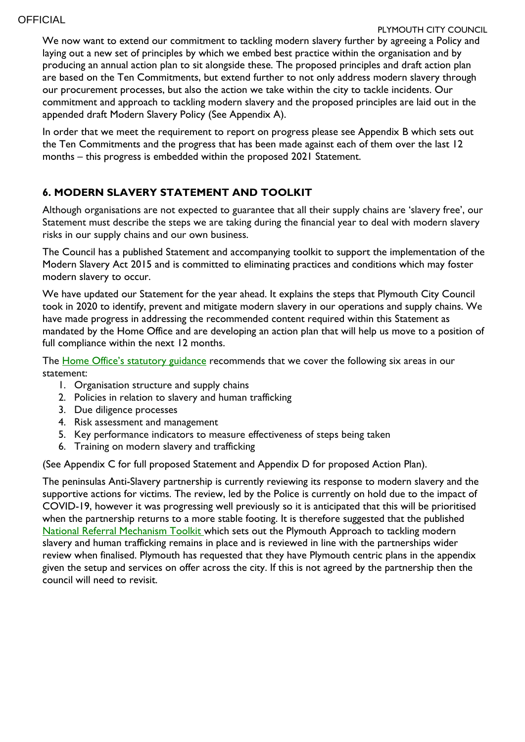We now want to extend our commitment to tackling modern slavery further by agreeing a Policy and laying out a new set of principles by which we embed best practice within the organisation and by producing an annual action plan to sit alongside these. The proposed principles and draft action plan are based on the Ten Commitments, but extend further to not only address modern slavery through our procurement processes, but also the action we take within the city to tackle incidents. Our commitment and approach to tackling modern slavery and the proposed principles are laid out in the appended draft Modern Slavery Policy (See Appendix A).

In order that we meet the requirement to report on progress please see Appendix B which sets out the Ten Commitments and the progress that has been made against each of them over the last 12 months – this progress is embedded within the proposed 2021 Statement.

## 6. MODERN SLAVERY STATEMENT AND TOOLKIT

Although organisations are not expected to guarantee that all their supply chains are 'slavery free', our Statement must describe the steps we are taking during the financial year to deal with modern slavery risks in our supply chains and our own business.

The Council has a published Statement and accompanying toolkit to support the implementation of the Modern Slavery Act 2015 and is committed to eliminating practices and conditions which may foster modern slavery to occur.

We have updated our Statement for the year ahead. It explains the steps that Plymouth City Council took in 2020 to identify, prevent and mitigate modern slavery in our operations and supply chains. We have made progress in addressing the recommended content required within this Statement as mandated by the Home Office and are developing an action plan that will help us move to a position of full compliance within the next 12 months.

The Home Office's statutory guidance recommends that we cover the following six areas in our statement:

1. Organisation structure and supply chains
2. Policies in relation to slavery and human trafficking
3. Due diligence processes
4. Risk assessment and management
5. Key performance indicators to measure effectiveness of steps being taken
6. Training on modern slavery and trafficking

(See Appendix C for full proposed Statement and Appendix D for proposed Action Plan).

The peninsulas Anti-Slavery partnership is currently reviewing its response to modern slavery and the supportive actions for victims. The review, led by the Police is currently on hold due to the impact of COVID-19, however it was progressing well previously so it is anticipated that this will be prioritised when the partnership returns to a more stable footing. It is therefore suggested that the published National Referral Mechanism Toolkit which sets out the Plymouth Approach to tackling modern slavery and human trafficking remains in place and is reviewed in line with the partnerships wider review when finalised. Plymouth has requested that they have Plymouth centric plans in the appendix given the setup and services on offer across the city. If this is not agreed by the partnership then the council will need to revisit.